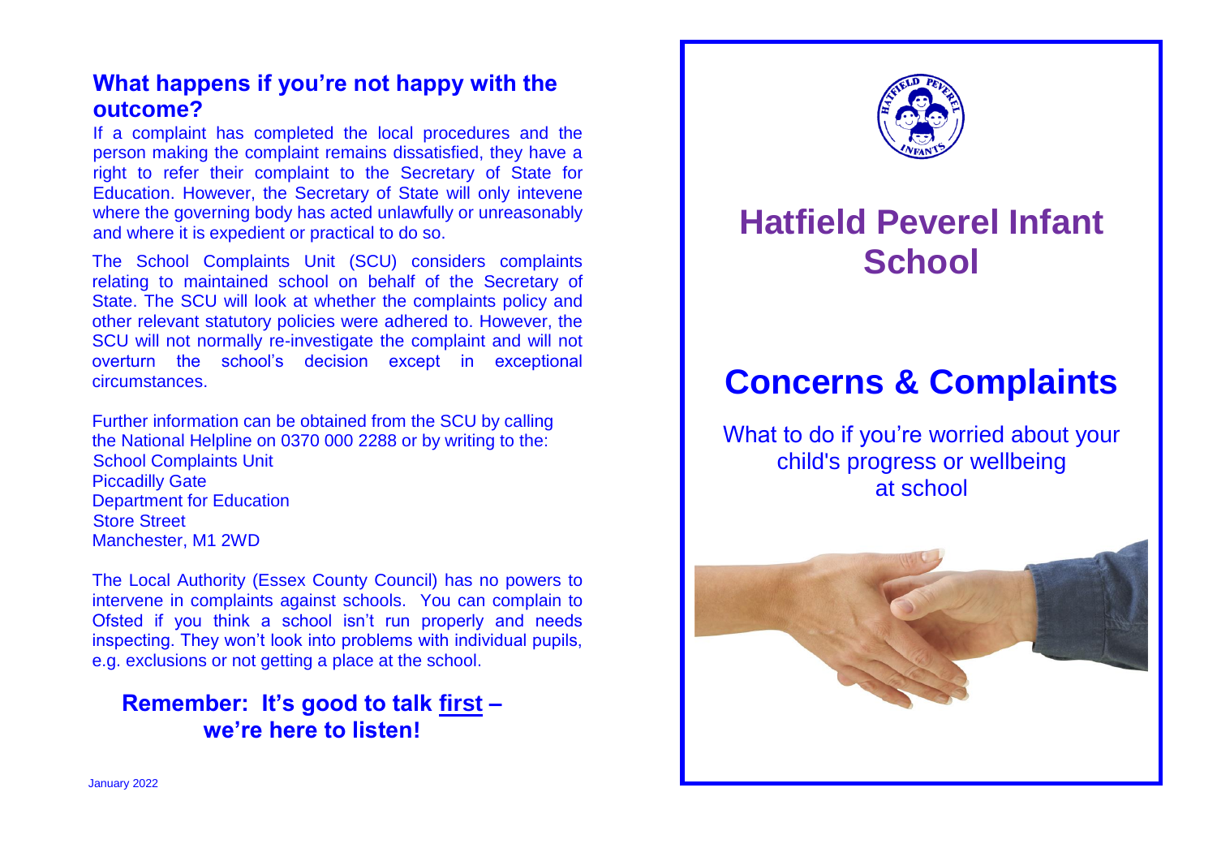## What happens if you're not happy with the outcome?

If a complaint has completed the local procedures and the person making the complaint remains dissatisfied, they have a right to refer their complaint to the Secretary of State for Education. However, the Secretary of State will only intevene where the governing body has acted unlawfully or unreasonably and where it is expedient or practical to do so.

The School Complaints Unit (SCU) considers complaints relating to maintained school on behalf of the Secretary of State. The SCU will look at whether the complaints policy and other relevant statutory policies were adhered to. However, the SCU will not normally re-investigate the complaint and will not overturn the school's decision except in exceptional circumstances.

Further information can be obtained from the SCU by calling the National Helpline on 0370 000 2288 or by writing to the:
School Complaints Unit
Piccadilly Gate
Department for Education
Store Street
Manchester, M1 2WD

The Local Authority (Essex County Council) has no powers to intervene in complaints against schools. You can complain to Ofsted if you think a school isn't run properly and needs inspecting. They won't look into problems with individual pupils, e.g. exclusions or not getting a place at the school.

**Remember: It's good to talk first – we're here to listen!**

January 2022

# Hatfield Peverel Infant School

# Concerns & Complaints

What to do if you're worried about your child's progress or wellbeing at school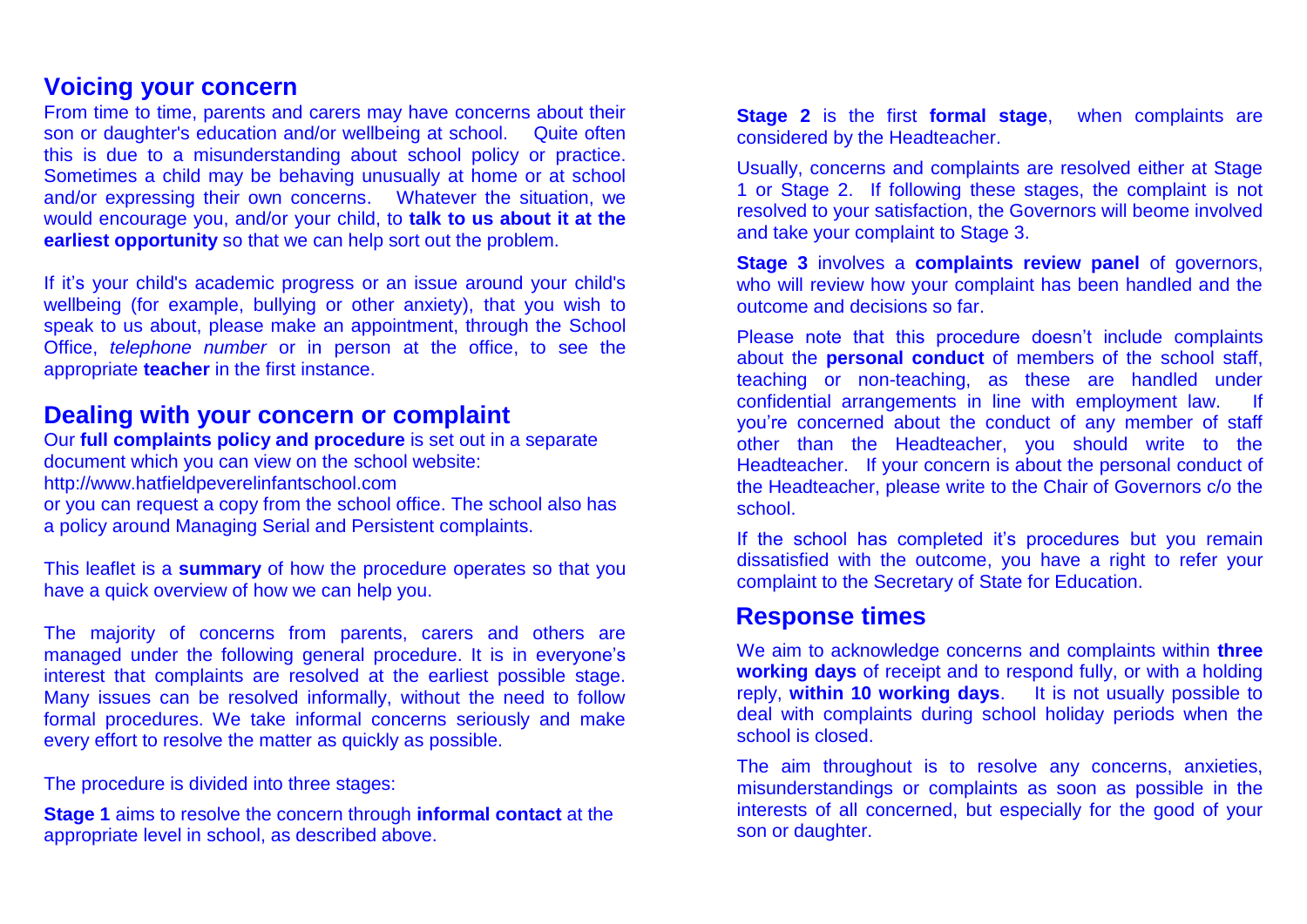## Voicing your concern

From time to time, parents and carers may have concerns about their son or daughter's education and/or wellbeing at school. Quite often this is due to a misunderstanding about school policy or practice. Sometimes a child may be behaving unusually at home or at school and/or expressing their own concerns. Whatever the situation, we would encourage you, and/or your child, to **talk to us about it at the earliest opportunity** so that we can help sort out the problem.

If it's your child's academic progress or an issue around your child's wellbeing (for example, bullying or other anxiety), that you wish to speak to us about, please make an appointment, through the School Office, *telephone number* or in person at the office, to see the appropriate **teacher** in the first instance.

## Dealing with your concern or complaint

Our **full complaints policy and procedure** is set out in a separate document which you can view on the school website:
http://www.hatfieldpeverelinfantschool.com
or you can request a copy from the school office. The school also has a policy around Managing Serial and Persistent complaints.

This leaflet is a **summary** of how the procedure operates so that you have a quick overview of how we can help you.

The majority of concerns from parents, carers and others are managed under the following general procedure. It is in everyone's interest that complaints are resolved at the earliest possible stage. Many issues can be resolved informally, without the need to follow formal procedures. We take informal concerns seriously and make every effort to resolve the matter as quickly as possible.

The procedure is divided into three stages:

**Stage 1** aims to resolve the concern through **informal contact** at the appropriate level in school, as described above.

**Stage 2** is the first **formal stage**, when complaints are considered by the Headteacher.

Usually, concerns and complaints are resolved either at Stage 1 or Stage 2. If following these stages, the complaint is not resolved to your satisfaction, the Governors will beome involved and take your complaint to Stage 3.

**Stage 3** involves a **complaints review panel** of governors, who will review how your complaint has been handled and the outcome and decisions so far.

Please note that this procedure doesn't include complaints about the **personal conduct** of members of the school staff, teaching or non-teaching, as these are handled under confidential arrangements in line with employment law. If you're concerned about the conduct of any member of staff other than the Headteacher, you should write to the Headteacher. If your concern is about the personal conduct of the Headteacher, please write to the Chair of Governors c/o the school.

If the school has completed it's procedures but you remain dissatisfied with the outcome, you have a right to refer your complaint to the Secretary of State for Education.

## Response times

We aim to acknowledge concerns and complaints within **three working days** of receipt and to respond fully, or with a holding reply, **within 10 working days**. It is not usually possible to deal with complaints during school holiday periods when the school is closed.

The aim throughout is to resolve any concerns, anxieties, misunderstandings or complaints as soon as possible in the interests of all concerned, but especially for the good of your son or daughter.